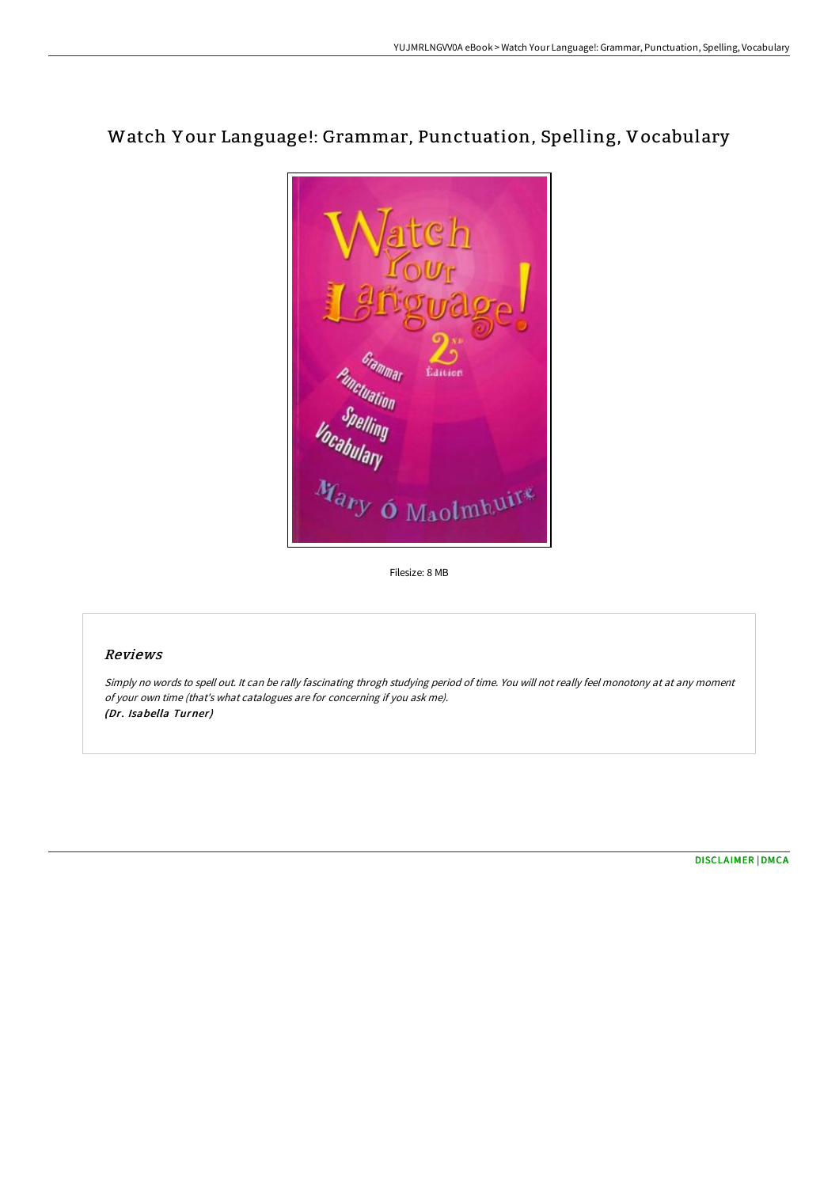# Watch Your Language!: Grammar, Punctuation, Spelling, Vocabulary

Filesize: 8 MB

## Reviews

*Simply no words to spell out. It can be rally fascinating throgh studying period of time. You will not really feel monotony at at any moment of your own time (that's what catalogues are for concerning if you ask me).*
***(Dr. Isabella Turner)***

DISCLAIMER | DMCA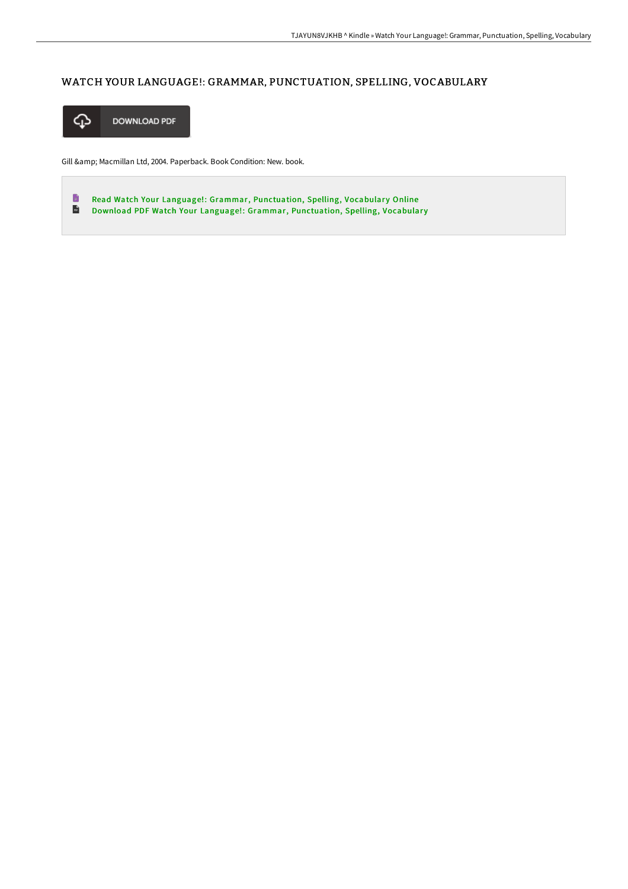# WATCH YOUR LANGUAGE!: GRAMMAR, PUNCTUATION, SPELLING, VOCABULARY

DOWNLOAD PDF

Gill &amp; Macmillan Ltd, 2004. Paperback. Book Condition: New. book.

- Read Watch Your Language!: Grammar, Punctuation, Spelling, Vocabulary Online
- Download PDF Watch Your Language!: Grammar, Punctuation, Spelling, Vocabulary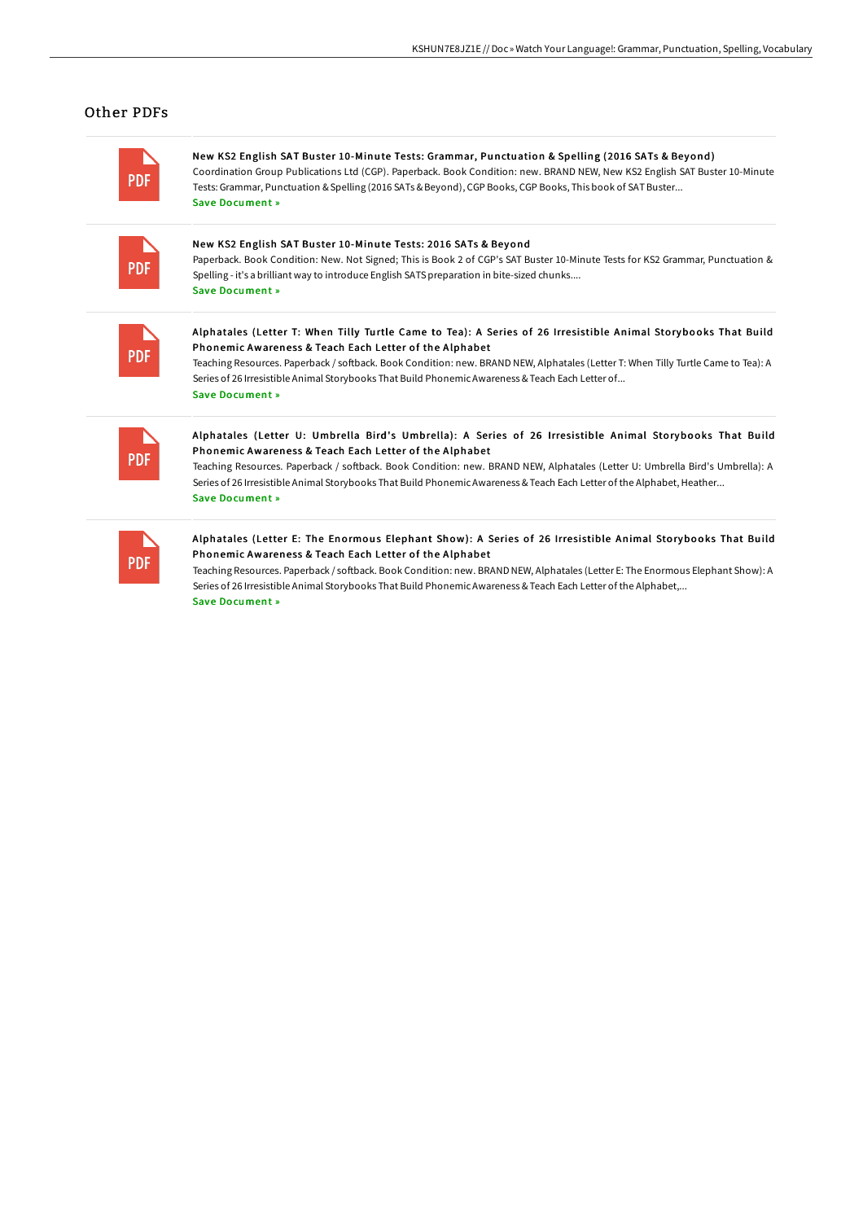## Other PDFs

PDF

**New KS2 English SAT Buster 10-Minute Tests: Grammar, Punctuation & Spelling (2016 SATs & Beyond)**

Coordination Group Publications Ltd (CGP). Paperback. Book Condition: new. BRAND NEW, New KS2 English SAT Buster 10-Minute Tests: Grammar, Punctuation & Spelling (2016 SATs & Beyond), CGP Books, CGP Books, This book of SAT Buster...

Save Document »

PDF

**New KS2 English SAT Buster 10-Minute Tests: 2016 SATs & Beyond**

Paperback. Book Condition: New. Not Signed; This is Book 2 of CGP's SAT Buster 10-Minute Tests for KS2 Grammar, Punctuation & Spelling - it's a brilliant way to introduce English SATS preparation in bite-sized chunks....

Save Document »

PDF

**Alphatales (Letter T: When Tilly Turtle Came to Tea): A Series of 26 Irresistible Animal Storybooks That Build Phonemic Awareness & Teach Each Letter of the Alphabet**

Teaching Resources. Paperback / softback. Book Condition: new. BRAND NEW, Alphatales (Letter T: When Tilly Turtle Came to Tea): A Series of 26 Irresistible Animal Storybooks That Build Phonemic Awareness & Teach Each Letter of...

Save Document »

PDF

**Alphatales (Letter U: Umbrella Bird's Umbrella): A Series of 26 Irresistible Animal Storybooks That Build Phonemic Awareness & Teach Each Letter of the Alphabet**

Teaching Resources. Paperback / softback. Book Condition: new. BRAND NEW, Alphatales (Letter U: Umbrella Bird's Umbrella): A Series of 26 Irresistible Animal Storybooks That Build Phonemic Awareness & Teach Each Letter of the Alphabet, Heather...

Save Document »

PDF

**Alphatales (Letter E: The Enormous Elephant Show): A Series of 26 Irresistible Animal Storybooks That Build Phonemic Awareness & Teach Each Letter of the Alphabet**

Teaching Resources. Paperback / softback. Book Condition: new. BRAND NEW, Alphatales (Letter E: The Enormous Elephant Show): A Series of 26 Irresistible Animal Storybooks That Build Phonemic Awareness & Teach Each Letter of the Alphabet,...

Save Document »